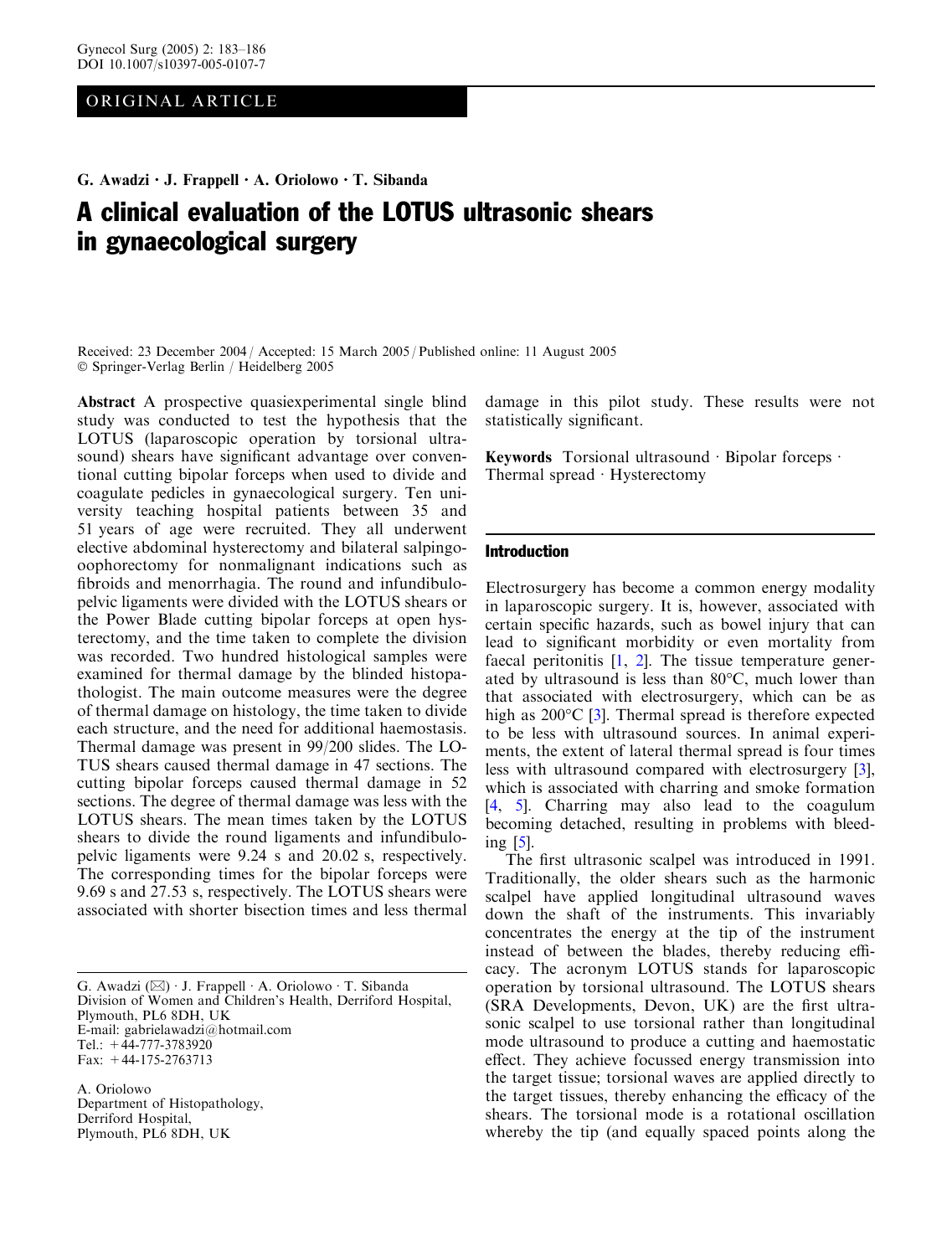ORIGINAL ARTICLE

G. Awadzi · J. Frappell · A. Oriolowo · T. Sibanda

# A clinical evaluation of the LOTUS ultrasonic shears in gynaecological surgery

Received: 23 December 2004 / Accepted: 15 March 2005 / Published online: 11 August 2005
© Springer-Verlag Berlin / Heidelberg 2005

**Abstract** A prospective quasiexperimental single blind study was conducted to test the hypothesis that the LOTUS (laparoscopic operation by torsional ultrasound) shears have significant advantage over conventional cutting bipolar forceps when used to divide and coagulate pedicles in gynaecological surgery. Ten university teaching hospital patients between 35 and 51 years of age were recruited. They all underwent elective abdominal hysterectomy and bilateral salpingo-oophorectomy for nonmalignant indications such as fibroids and menorrhagia. The round and infundibulopelvic ligaments were divided with the LOTUS shears or the Power Blade cutting bipolar forceps at open hysterectomy, and the time taken to complete the division was recorded. Two hundred histological samples were examined for thermal damage by the blinded histopathologist. The main outcome measures were the degree of thermal damage on histology, the time taken to divide each structure, and the need for additional haemostasis. Thermal damage was present in 99/200 slides. The LOTUS shears caused thermal damage in 47 sections. The cutting bipolar forceps caused thermal damage in 52 sections. The degree of thermal damage was less with the LOTUS shears. The mean times taken by the LOTUS shears to divide the round ligaments and infundibulopelvic ligaments were 9.24 s and 20.02 s, respectively. The corresponding times for the bipolar forceps were 9.69 s and 27.53 s, respectively. The LOTUS shears were associated with shorter bisection times and less thermal damage in this pilot study. These results were not statistically significant.

**Keywords** Torsional ultrasound · Bipolar forceps · Thermal spread · Hysterectomy

G. Awadzi (✉) · J. Frappell · A. Oriolowo · T. Sibanda
Division of Women and Children's Health, Derriford Hospital, Plymouth, PL6 8DH, UK
E-mail: gabrielawadzi@hotmail.com
Tel.: +44-777-3783920
Fax: +44-175-2763713

A. Oriolowo
Department of Histopathology, Derriford Hospital, Plymouth, PL6 8DH, UK

## Introduction

Electrosurgery has become a common energy modality in laparoscopic surgery. It is, however, associated with certain specific hazards, such as bowel injury that can lead to significant morbidity or even mortality from faecal peritonitis [1, 2]. The tissue temperature generated by ultrasound is less than 80°C, much lower than that associated with electrosurgery, which can be as high as 200°C [3]. Thermal spread is therefore expected to be less with ultrasound sources. In animal experiments, the extent of lateral thermal spread is four times less with ultrasound compared with electrosurgery [3], which is associated with charring and smoke formation [4, 5]. Charring may also lead to the coagulum becoming detached, resulting in problems with bleeding [5].

The first ultrasonic scalpel was introduced in 1991. Traditionally, the older shears such as the harmonic scalpel have applied longitudinal ultrasound waves down the shaft of the instruments. This invariably concentrates the energy at the tip of the instrument instead of between the blades, thereby reducing efficacy. The acronym LOTUS stands for laparoscopic operation by torsional ultrasound. The LOTUS shears (SRA Developments, Devon, UK) are the first ultrasonic scalpel to use torsional rather than longitudinal mode ultrasound to produce a cutting and haemostatic effect. They achieve focussed energy transmission into the target tissue; torsional waves are applied directly to the target tissues, thereby enhancing the efficacy of the shears. The torsional mode is a rotational oscillation whereby the tip (and equally spaced points along the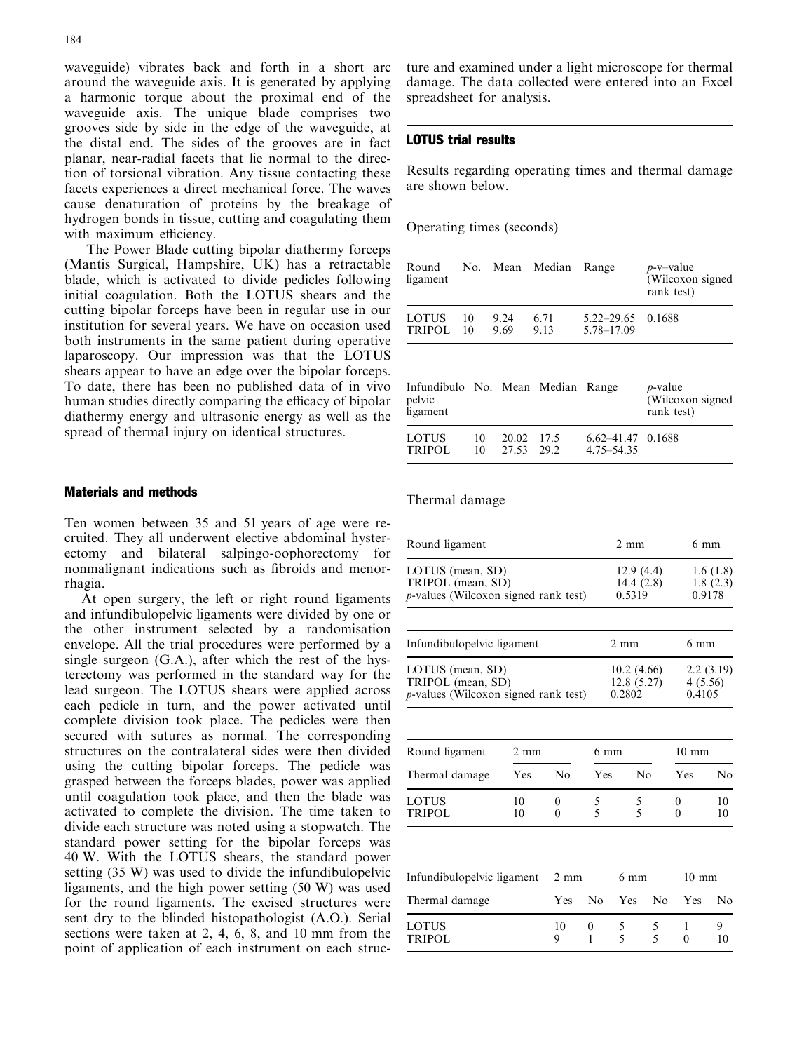waveguide) vibrates back and forth in a short arc around the waveguide axis. It is generated by applying a harmonic torque about the proximal end of the waveguide axis. The unique blade comprises two grooves side by side in the edge of the waveguide, at the distal end. The sides of the grooves are in fact planar, near-radial facets that lie normal to the direction of torsional vibration. Any tissue contacting these facets experiences a direct mechanical force. The waves cause denaturation of proteins by the breakage of hydrogen bonds in tissue, cutting and coagulating them with maximum efficiency.

The Power Blade cutting bipolar diathermy forceps (Mantis Surgical, Hampshire, UK) has a retractable blade, which is activated to divide pedicles following initial coagulation. Both the LOTUS shears and the cutting bipolar forceps have been in regular use in our institution for several years. We have on occasion used both instruments in the same patient during operative laparoscopy. Our impression was that the LOTUS shears appear to have an edge over the bipolar forceps. To date, there has been no published data of in vivo human studies directly comparing the efficacy of bipolar diathermy energy and ultrasonic energy as well as the spread of thermal injury on identical structures.

## Materials and methods

Ten women between 35 and 51 years of age were recruited. They all underwent elective abdominal hysterectomy and bilateral salpingo-oophorectomy for nonmalignant indications such as fibroids and menorrhagia.

At open surgery, the left or right round ligaments and infundibulopelvic ligaments were divided by one or the other instrument selected by a randomisation envelope. All the trial procedures were performed by a single surgeon (G.A.), after which the rest of the hysterectomy was performed in the standard way for the lead surgeon. The LOTUS shears were applied across each pedicle in turn, and the power activated until complete division took place. The pedicles were then secured with sutures as normal. The corresponding structures on the contralateral sides were then divided using the cutting bipolar forceps. The pedicle was grasped between the forceps blades, power was applied until coagulation took place, and then the blade was activated to complete the division. The time taken to divide each structure was noted using a stopwatch. The standard power setting for the bipolar forceps was 40 W. With the LOTUS shears, the standard power setting (35 W) was used to divide the infundibulopelvic ligaments, and the high power setting (50 W) was used for the round ligaments. The excised structures were sent dry to the blinded histopathologist (A.O.). Serial sections were taken at 2, 4, 6, 8, and 10 mm from the point of application of each instrument on each structure and examined under a light microscope for thermal damage. The data collected were entered into an Excel spreadsheet for analysis.

## LOTUS trial results

Results regarding operating times and thermal damage are shown below.

Operating times (seconds)

| Round ligament | No. | Mean | Median | Range | *p*-v–value (Wilcoxon signed rank test) |
|---|---|---|---|---|---|
| LOTUS | 10 | 9.24 | 6.71 | 5.22–29.65 | 0.1688 |
| TRIPOL | 10 | 9.69 | 9.13 | 5.78–17.09 | |

| Infundibulo pelvic ligament | No. | Mean | Median | Range | *p*-value (Wilcoxon signed rank test) |
|---|---|---|---|---|---|
| LOTUS | 10 | 20.02 | 17.5 | 6.62–41.47 | 0.1688 |
| TRIPOL | 10 | 27.53 | 29.2 | 4.75–54.35 | |

Thermal damage

| Round ligament | 2 mm | 6 mm |
|---|---|---|
| LOTUS (mean, SD) | 12.9 (4.4) | 1.6 (1.8) |
| TRIPOL (mean, SD) | 14.4 (2.8) | 1.8 (2.3) |
| *p*-values (Wilcoxon signed rank test) | 0.5319 | 0.9178 |

| Infundibulopelvic ligament | 2 mm | 6 mm |
|---|---|---|
| LOTUS (mean, SD) | 10.2 (4.66) | 2.2 (3.19) |
| TRIPOL (mean, SD) | 12.8 (5.27) | 4 (5.56) |
| *p*-values (Wilcoxon signed rank test) | 0.2802 | 0.4105 |

| Round ligament | 2 mm | | 6 mm | | 10 mm | |
|---|---|---|---|---|---|---|
| Thermal damage | Yes | No | Yes | No | Yes | No |
| LOTUS | 10 | 0 | 5 | 5 | 0 | 10 |
| TRIPOL | 10 | 0 | 5 | 5 | 0 | 10 |

| Infundibulopelvic ligament | 2 mm | | 6 mm | | 10 mm | |
|---|---|---|---|---|---|---|
| Thermal damage | Yes | No | Yes | No | Yes | No |
| LOTUS | 10 | 0 | 5 | 5 | 1 | 9 |
| TRIPOL | 9 | 1 | 5 | 5 | 0 | 10 |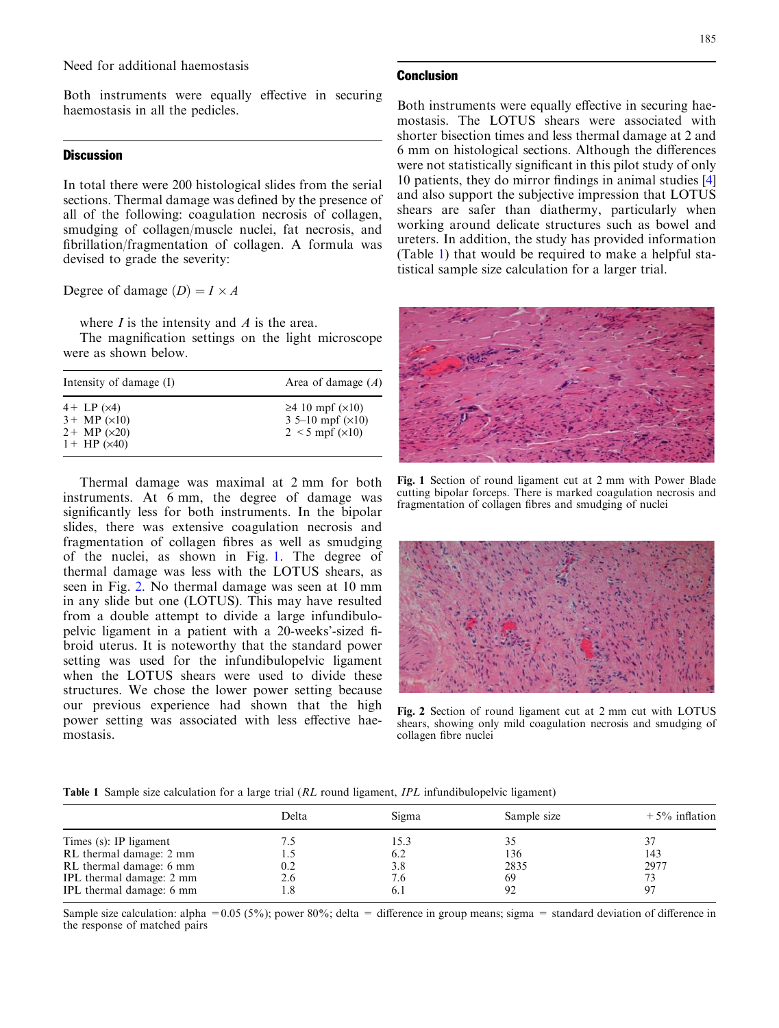Need for additional haemostasis

Both instruments were equally effective in securing haemostasis in all the pedicles.

## Discussion

In total there were 200 histological slides from the serial sections. Thermal damage was defined by the presence of all of the following: coagulation necrosis of collagen, smudging of collagen/muscle nuclei, fat necrosis, and fibrillation/fragmentation of collagen. A formula was devised to grade the severity:

Degree of damage $(D) = I \times A$

where $I$ is the intensity and $A$ is the area.

The magnification settings on the light microscope were as shown below.

| Intensity of damage (I) | Area of damage ($A$) |
|---|---|
| 4+ LP (×4) | ≥4 10 mpf (×10) |
| 3+ MP (×10) | 3 5–10 mpf (×10) |
| 2+ MP (×20) | 2 <5 mpf (×10) |
| 1+ HP (×40) | |

Thermal damage was maximal at 2 mm for both instruments. At 6 mm, the degree of damage was significantly less for both instruments. In the bipolar slides, there was extensive coagulation necrosis and fragmentation of collagen fibres as well as smudging of the nuclei, as shown in Fig. 1. The degree of thermal damage was less with the LOTUS shears, as seen in Fig. 2. No thermal damage was seen at 10 mm in any slide but one (LOTUS). This may have resulted from a double attempt to divide a large infundibulopelvic ligament in a patient with a 20-weeks'-sized fibroid uterus. It is noteworthy that the standard power setting was used for the infundibulopelvic ligament when the LOTUS shears were used to divide these structures. We chose the lower power setting because our previous experience had shown that the high power setting was associated with less effective haemostasis.

## Conclusion

Both instruments were equally effective in securing haemostasis. The LOTUS shears were associated with shorter bisection times and less thermal damage at 2 and 6 mm on histological sections. Although the differences were not statistically significant in this pilot study of only 10 patients, they do mirror findings in animal studies [4] and also support the subjective impression that LOTUS shears are safer than diathermy, particularly when working around delicate structures such as bowel and ureters. In addition, the study has provided information (Table 1) that would be required to make a helpful statistical sample size calculation for a larger trial.

**Fig. 1** Section of round ligament cut at 2 mm with Power Blade cutting bipolar forceps. There is marked coagulation necrosis and fragmentation of collagen fibres and smudging of nuclei

**Fig. 2** Section of round ligament cut at 2 mm cut with LOTUS shears, showing only mild coagulation necrosis and smudging of collagen fibre nuclei

**Table 1** Sample size calculation for a large trial (*RL* round ligament, *IPL* infundibulopelvic ligament)

| | Delta | Sigma | Sample size | +5% inflation |
|---|---|---|---|---|
| Times (s): IP ligament | 7.5 | 15.3 | 35 | 37 |
| RL thermal damage: 2 mm | 1.5 | 6.2 | 136 | 143 |
| RL thermal damage: 6 mm | 0.2 | 3.8 | 2835 | 2977 |
| IPL thermal damage: 2 mm | 2.6 | 7.6 | 69 | 73 |
| IPL thermal damage: 6 mm | 1.8 | 6.1 | 92 | 97 |

Sample size calculation: alpha = 0.05 (5%); power 80%; delta = difference in group means; sigma = standard deviation of difference in the response of matched pairs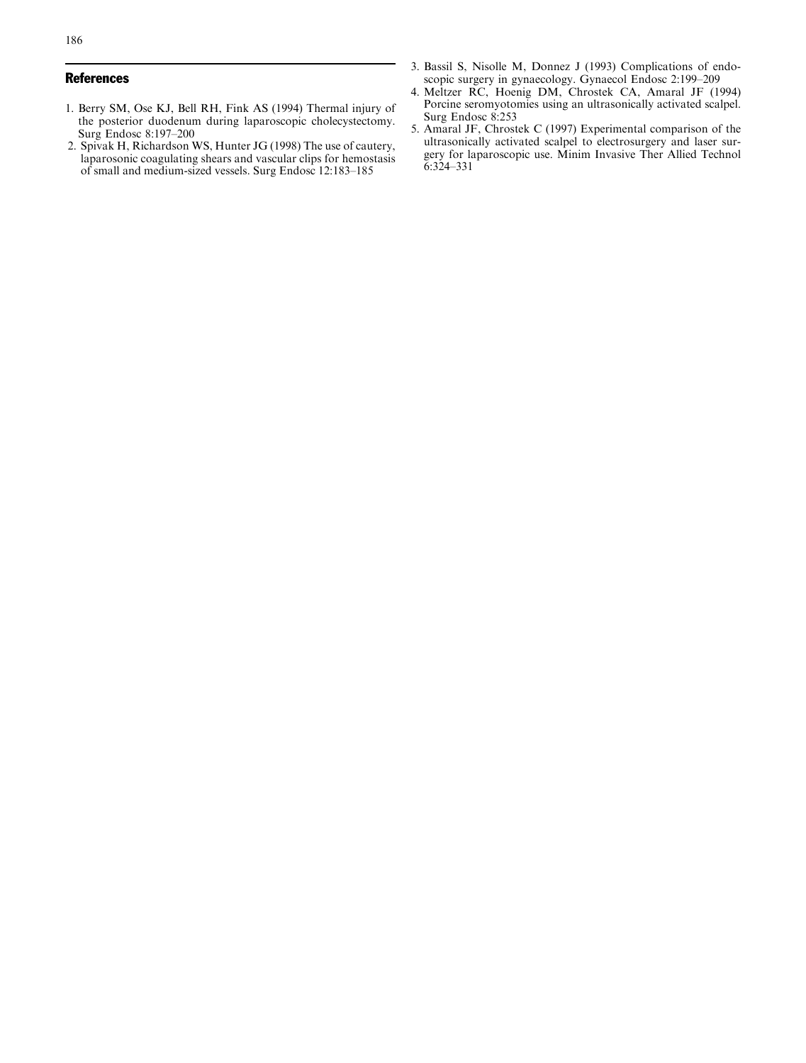## References

1. Berry SM, Ose KJ, Bell RH, Fink AS (1994) Thermal injury of the posterior duodenum during laparoscopic cholecystectomy. Surg Endosc 8:197–200
2. Spivak H, Richardson WS, Hunter JG (1998) The use of cautery, laparosonic coagulating shears and vascular clips for hemostasis of small and medium-sized vessels. Surg Endosc 12:183–185
3. Bassil S, Nisolle M, Donnez J (1993) Complications of endoscopic surgery in gynaecology. Gynaecol Endosc 2:199–209
4. Meltzer RC, Hoenig DM, Chrostek CA, Amaral JF (1994) Porcine seromyotomies using an ultrasonically activated scalpel. Surg Endosc 8:253
5. Amaral JF, Chrostek C (1997) Experimental comparison of the ultrasonically activated scalpel to electrosurgery and laser surgery for laparoscopic use. Minim Invasive Ther Allied Technol 6:324–331